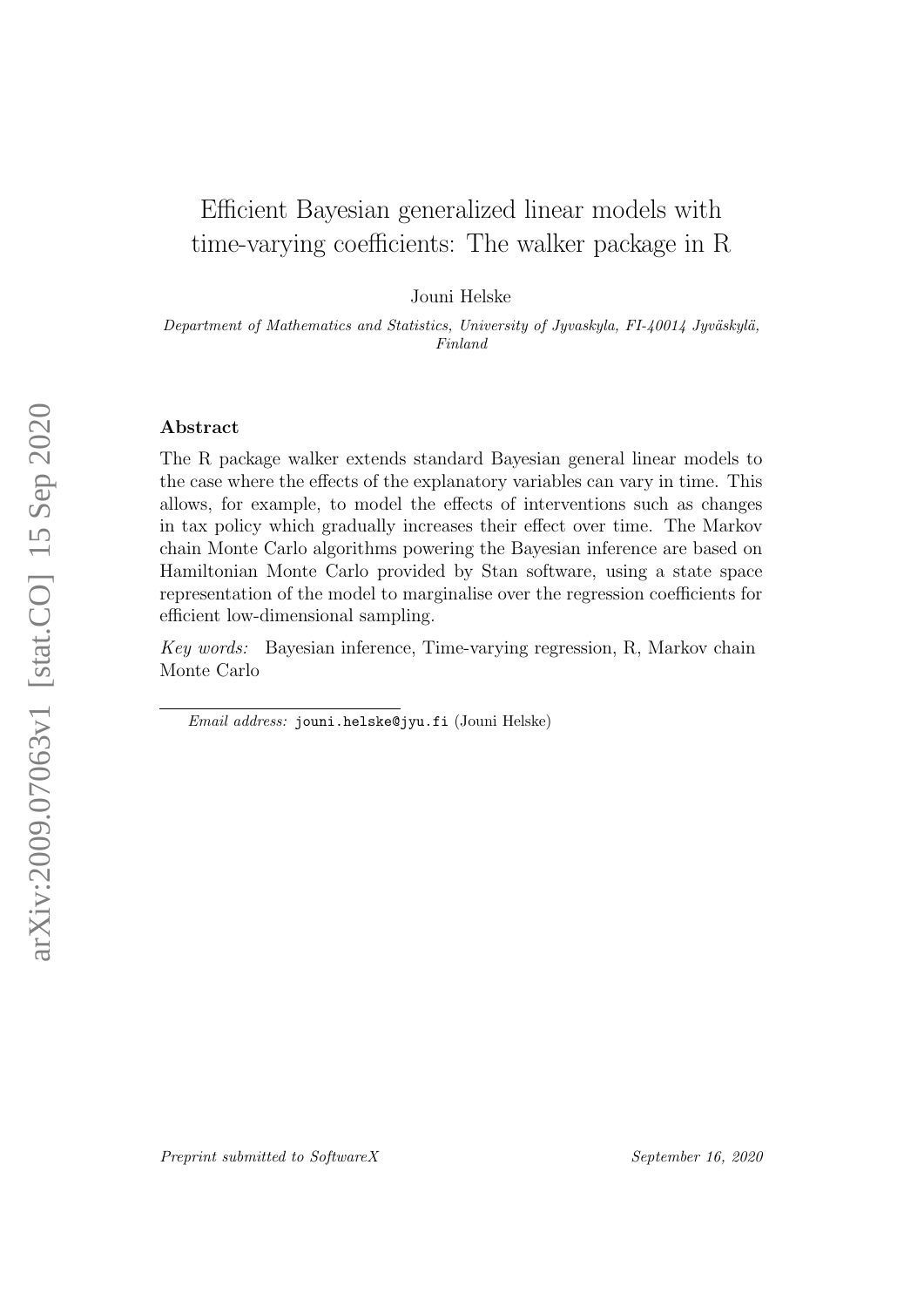# Efficient Bayesian generalized linear models with time-varying coefficients: The walker package in R

Jouni Helske

*Department of Mathematics and Statistics, University of Jyvaskyla, FI-40014 Jyväskylä, Finland*

## Abstract

The R package walker extends standard Bayesian general linear models to the case where the effects of the explanatory variables can vary in time. This allows, for example, to model the effects of interventions such as changes in tax policy which gradually increases their effect over time. The Markov chain Monte Carlo algorithms powering the Bayesian inference are based on Hamiltonian Monte Carlo provided by Stan software, using a state space representation of the model to marginalise over the regression coefficients for efficient low-dimensional sampling.

*Key words:* Bayesian inference, Time-varying regression, R, Markov chain Monte Carlo

*Email address:* jouni.helske@jyu.fi (Jouni Helske)

*Preprint submitted to SoftwareX* *September 16, 2020*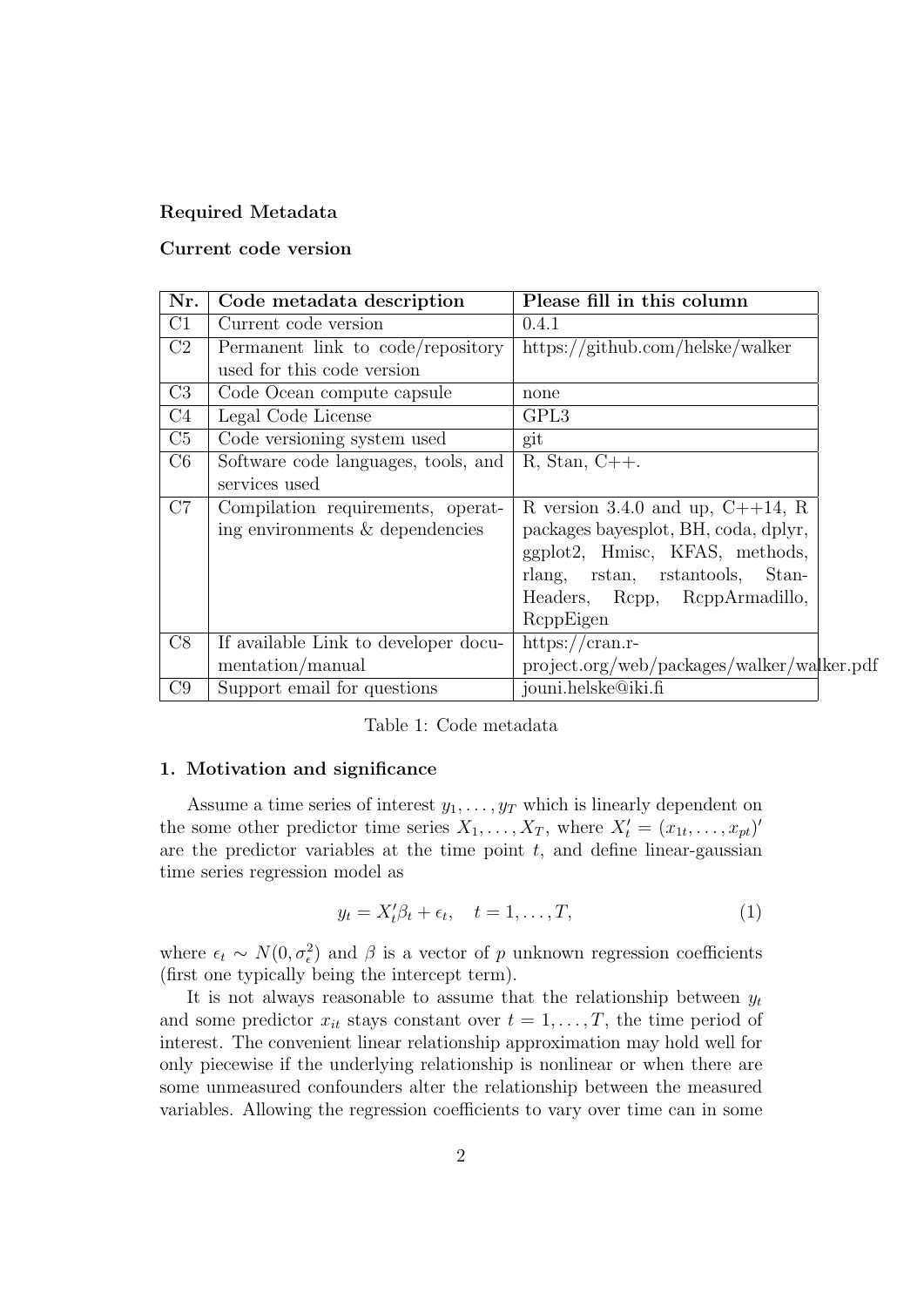**Required Metadata**

**Current code version**

| Nr. | Code metadata description | Please fill in this column |
|---|---|---|
| C1 | Current code version | 0.4.1 |
| C2 | Permanent link to code/repository used for this code version | https://github.com/helske/walker |
| C3 | Code Ocean compute capsule | none |
| C4 | Legal Code License | GPL3 |
| C5 | Code versioning system used | git |
| C6 | Software code languages, tools, and services used | R, Stan, C++. |
| C7 | Compilation requirements, operating environments & dependencies | R version 3.4.0 and up, C++14, R packages bayesplot, BH, coda, dplyr, ggplot2, Hmisc, KFAS, methods, rlang, rstan, rstantools, StanHeaders, Rcpp, RcppArmadillo, RcppEigen |
| C8 | If available Link to developer documentation/manual | https://cran.r-project.org/web/packages/walker/walker.pdf |
| C9 | Support email for questions | jouni.helske@iki.fi |

Table 1: Code metadata

## 1. Motivation and significance

Assume a time series of interest $y_1, \ldots, y_T$ which is linearly dependent on the some other predictor time series $X_1, \ldots, X_T$, where $X'_t = (x_{1t}, \ldots, x_{pt})'$ are the predictor variables at the time point $t$, and define linear-gaussian time series regression model as

$$y_t = X'_t \beta_t + \epsilon_t, \quad t = 1, \ldots, T, \tag{1}$$

where $\epsilon_t \sim N(0, \sigma^2_\epsilon)$ and $\beta$ is a vector of $p$ unknown regression coefficients (first one typically being the intercept term).

It is not always reasonable to assume that the relationship between $y_t$ and some predictor $x_{it}$ stays constant over $t = 1, \ldots, T$, the time period of interest. The convenient linear relationship approximation may hold well for only piecewise if the underlying relationship is nonlinear or when there are some unmeasured confounders alter the relationship between the measured variables. Allowing the regression coefficients to vary over time can in some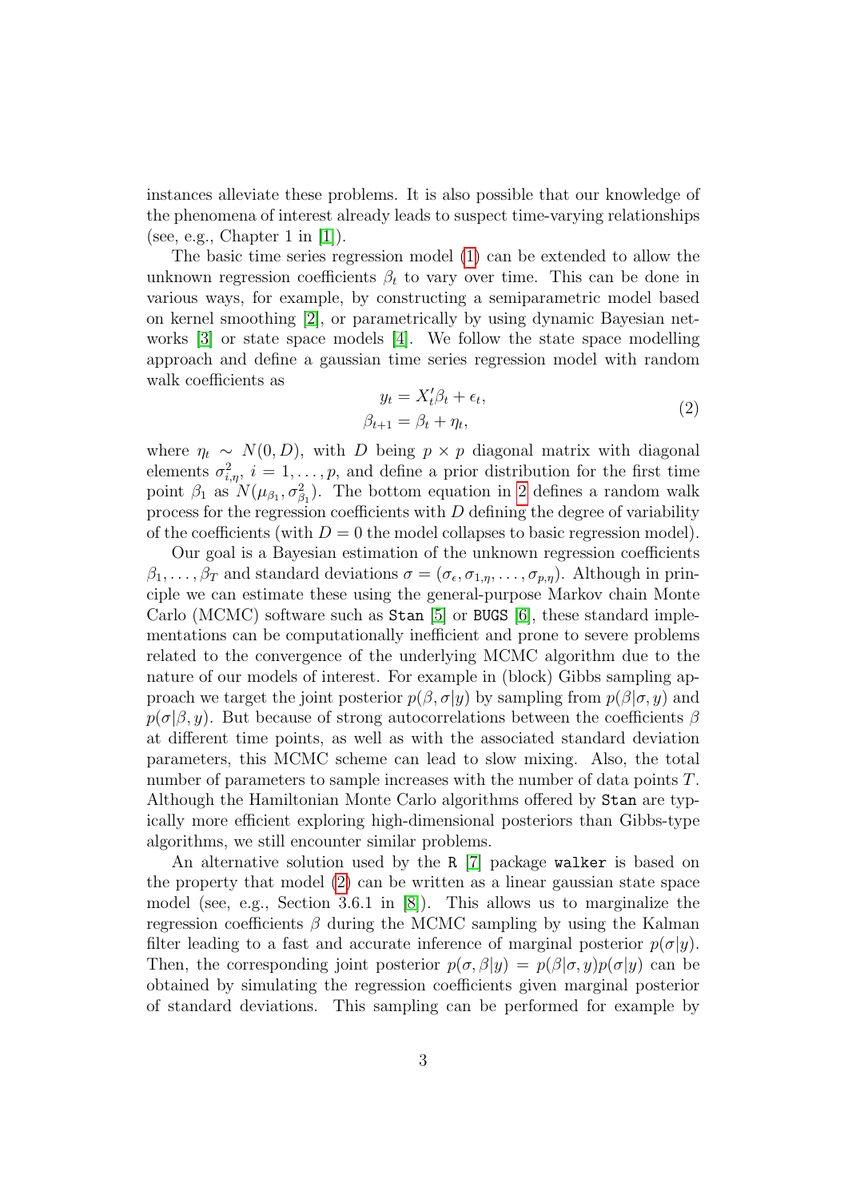instances alleviate these problems. It is also possible that our knowledge of the phenomena of interest already leads to suspect time-varying relationships (see, e.g., Chapter 1 in [1]).

The basic time series regression model (1) can be extended to allow the unknown regression coefficients $\beta_t$ to vary over time. This can be done in various ways, for example, by constructing a semiparametric model based on kernel smoothing [2], or parametrically by using dynamic Bayesian networks [3] or state space models [4]. We follow the state space modelling approach and define a gaussian time series regression model with random walk coefficients as

$$
\begin{aligned}
y_t &= X_t'\beta_t + \epsilon_t, \\
\beta_{t+1} &= \beta_t + \eta_t,
\end{aligned}
\tag{2}
$$

where $\eta_t \sim N(0, D)$, with $D$ being $p \times p$ diagonal matrix with diagonal elements $\sigma^2_{i,\eta}$, $i = 1, \ldots, p$, and define a prior distribution for the first time point $\beta_1$ as $N(\mu_{\beta_1}, \sigma^2_{\beta_1})$. The bottom equation in 2 defines a random walk process for the regression coefficients with $D$ defining the degree of variability of the coefficients (with $D = 0$ the model collapses to basic regression model).

Our goal is a Bayesian estimation of the unknown regression coefficients $\beta_1, \ldots, \beta_T$ and standard deviations $\sigma = (\sigma_\epsilon, \sigma_{1,\eta}, \ldots, \sigma_{p,\eta})$. Although in principle we can estimate these using the general-purpose Markov chain Monte Carlo (MCMC) software such as `Stan` [5] or `BUGS` [6], these standard implementations can be computationally inefficient and prone to severe problems related to the convergence of the underlying MCMC algorithm due to the nature of our models of interest. For example in (block) Gibbs sampling approach we target the joint posterior $p(\beta, \sigma|y)$ by sampling from $p(\beta|\sigma, y)$ and $p(\sigma|\beta, y)$. But because of strong autocorrelations between the coefficients $\beta$ at different time points, as well as with the associated standard deviation parameters, this MCMC scheme can lead to slow mixing. Also, the total number of parameters to sample increases with the number of data points $T$. Although the Hamiltonian Monte Carlo algorithms offered by `Stan` are typically more efficient exploring high-dimensional posteriors than Gibbs-type algorithms, we still encounter similar problems.

An alternative solution used by the `R` [7] package `walker` is based on the property that model (2) can be written as a linear gaussian state space model (see, e.g., Section 3.6.1 in [8]). This allows us to marginalize the regression coefficients $\beta$ during the MCMC sampling by using the Kalman filter leading to a fast and accurate inference of marginal posterior $p(\sigma|y)$. Then, the corresponding joint posterior $p(\sigma, \beta|y) = p(\beta|\sigma, y)p(\sigma|y)$ can be obtained by simulating the regression coefficients given marginal posterior of standard deviations. This sampling can be performed for example by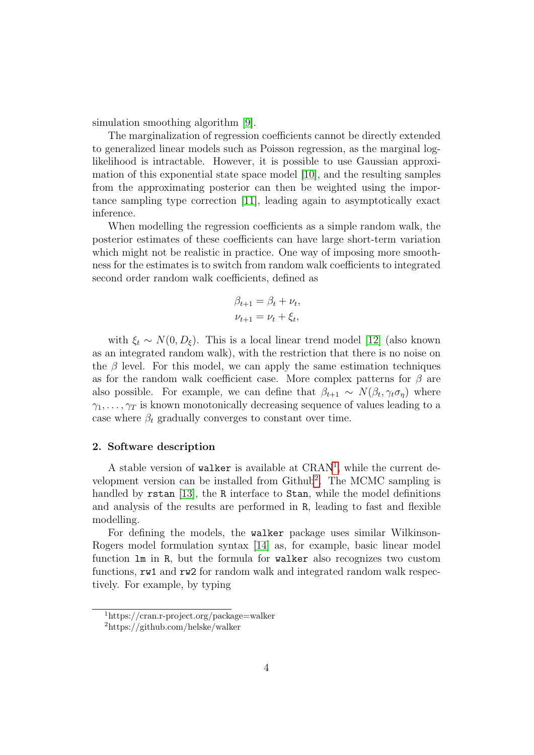simulation smoothing algorithm [9].

The marginalization of regression coefficients cannot be directly extended to generalized linear models such as Poisson regression, as the marginal log-likelihood is intractable. However, it is possible to use Gaussian approximation of this exponential state space model [10], and the resulting samples from the approximating posterior can then be weighted using the importance sampling type correction [11], leading again to asymptotically exact inference.

When modelling the regression coefficients as a simple random walk, the posterior estimates of these coefficients can have large short-term variation which might not be realistic in practice. One way of imposing more smoothness for the estimates is to switch from random walk coefficients to integrated second order random walk coefficients, defined as

$$
\begin{aligned}
\beta_{t+1} &= \beta_t + \nu_t, \\
\nu_{t+1} &= \nu_t + \xi_t,
\end{aligned}
$$

with $\xi_t \sim N(0, D_\xi)$. This is a local linear trend model [12] (also known as an integrated random walk), with the restriction that there is no noise on the $\beta$ level. For this model, we can apply the same estimation techniques as for the random walk coefficient case. More complex patterns for $\beta$ are also possible. For example, we can define that $\beta_{t+1} \sim N(\beta_t, \gamma_t \sigma_\eta)$ where $\gamma_1, \ldots, \gamma_T$ is known monotonically decreasing sequence of values leading to a case where $\beta_t$ gradually converges to constant over time.

## 2. Software description

A stable version of `walker` is available at CRAN[1], while the current development version can be installed from Github[2]. The MCMC sampling is handled by `rstan` [13], the `R` interface to `Stan`, while the model definitions and analysis of the results are performed in `R`, leading to fast and flexible modelling.

For defining the models, the `walker` package uses similar Wilkinson-Rogers model formulation syntax [14] as, for example, basic linear model function `lm` in `R`, but the formula for `walker` also recognizes two custom functions, `rw1` and `rw2` for random walk and integrated random walk respectively. For example, by typing

[1] https://cran.r-project.org/package=walker

[2] https://github.com/helske/walker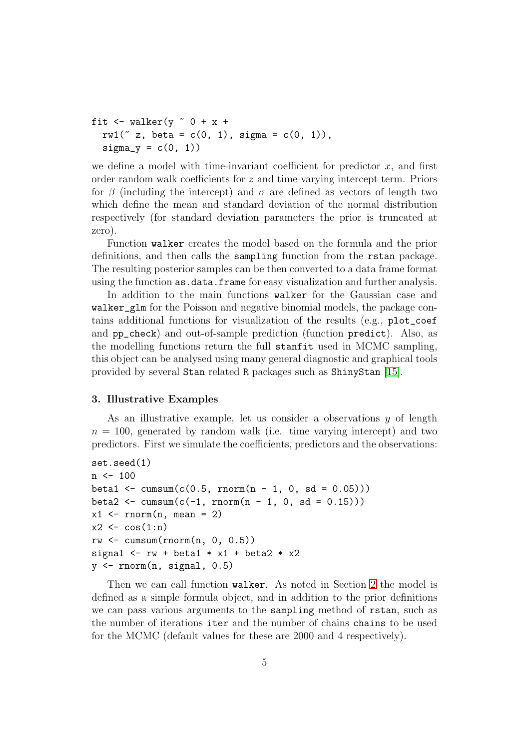```
fit <- walker(y ~ 0 + x +
  rw1(~ z, beta = c(0, 1), sigma = c(0, 1)),
  sigma_y = c(0, 1))
```

we define a model with time-invariant coefficient for predictor $x$, and first order random walk coefficients for $z$ and time-varying intercept term. Priors for $\beta$ (including the intercept) and $\sigma$ are defined as vectors of length two which define the mean and standard deviation of the normal distribution respectively (for standard deviation parameters the prior is truncated at zero).

Function `walker` creates the model based on the formula and the prior definitions, and then calls the `sampling` function from the `rstan` package. The resulting posterior samples can be then converted to a data frame format using the function `as.data.frame` for easy visualization and further analysis.

In addition to the main functions `walker` for the Gaussian case and `walker_glm` for the Poisson and negative binomial models, the package contains additional functions for visualization of the results (e.g., `plot_coef` and `pp_check`) and out-of-sample prediction (function `predict`). Also, as the modelling functions return the full `stanfit` used in MCMC sampling, this object can be analysed using many general diagnostic and graphical tools provided by several `Stan` related `R` packages such as `ShinyStan` [15].

### 3. Illustrative Examples

As an illustrative example, let us consider a observations $y$ of length $n = 100$, generated by random walk (i.e. time varying intercept) and two predictors. First we simulate the coefficients, predictors and the observations:

```
set.seed(1)
n <- 100
beta1 <- cumsum(c(0.5, rnorm(n - 1, 0, sd = 0.05)))
beta2 <- cumsum(c(-1, rnorm(n - 1, 0, sd = 0.15)))
x1 <- rnorm(n, mean = 2)
x2 <- cos(1:n)
rw <- cumsum(rnorm(n, 0, 0.5))
signal <- rw + beta1 * x1 + beta2 * x2
y <- rnorm(n, signal, 0.5)
```

Then we can call function `walker`. As noted in Section 2 the model is defined as a simple formula object, and in addition to the prior definitions we can pass various arguments to the `sampling` method of `rstan`, such as the number of iterations `iter` and the number of chains `chains` to be used for the MCMC (default values for these are 2000 and 4 respectively).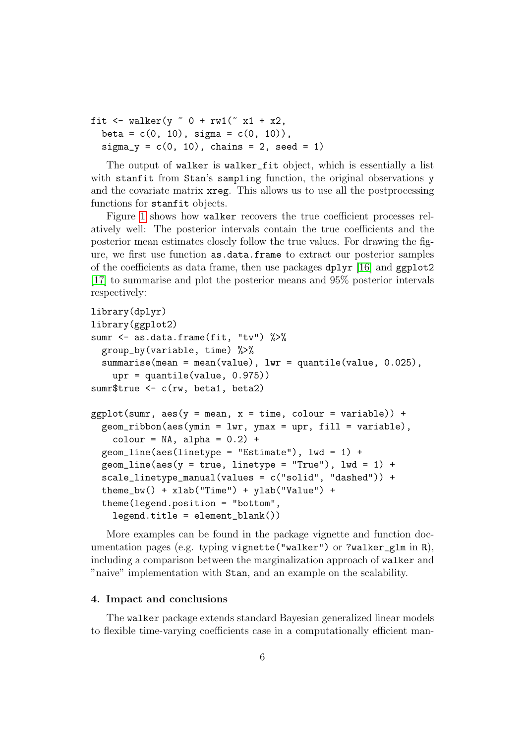```
fit <- walker(y ~ 0 + rw1(~ x1 + x2,
  beta = c(0, 10), sigma = c(0, 10)),
  sigma_y = c(0, 10), chains = 2, seed = 1)
```

The output of `walker` is `walker_fit` object, which is essentially a list with `stanfit` from Stan's `sampling` function, the original observations `y` and the covariate matrix `xreg`. This allows us to use all the postprocessing functions for `stanfit` objects.

Figure 1 shows how `walker` recovers the true coefficient processes relatively well: The posterior intervals contain the true coefficients and the posterior mean estimates closely follow the true values. For drawing the figure, we first use function `as.data.frame` to extract our posterior samples of the coefficients as data frame, then use packages `dplyr` [16] and `ggplot2` [17] to summarise and plot the posterior means and 95% posterior intervals respectively:

```
library(dplyr)
library(ggplot2)
sumr <- as.data.frame(fit, "tv") %>%
  group_by(variable, time) %>%
  summarise(mean = mean(value), lwr = quantile(value, 0.025),
    upr = quantile(value, 0.975))
sumr$true <- c(rw, beta1, beta2)

ggplot(sumr, aes(y = mean, x = time, colour = variable)) +
  geom_ribbon(aes(ymin = lwr, ymax = upr, fill = variable),
    colour = NA, alpha = 0.2) +
  geom_line(aes(linetype = "Estimate"), lwd = 1) +
  geom_line(aes(y = true, linetype = "True"), lwd = 1) +
  scale_linetype_manual(values = c("solid", "dashed")) +
  theme_bw() + xlab("Time") + ylab("Value") +
  theme(legend.position = "bottom",
    legend.title = element_blank())
```

More examples can be found in the package vignette and function documentation pages (e.g. typing `vignette("walker")` or `?walker_glm` in R), including a comparison between the marginalization approach of `walker` and "naive" implementation with Stan, and an example on the scalability.

### 4. Impact and conclusions

The `walker` package extends standard Bayesian generalized linear models to flexible time-varying coefficients case in a computationally efficient man-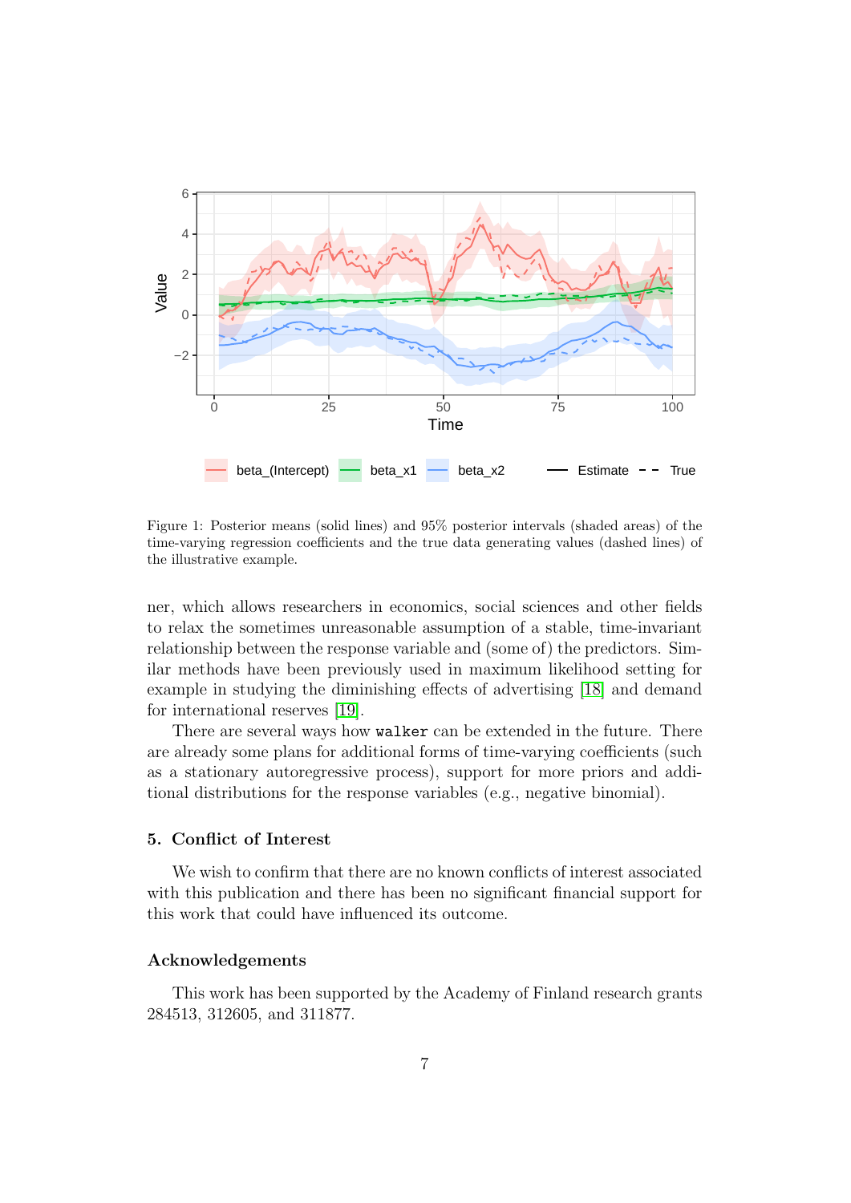Figure 1: Posterior means (solid lines) and 95% posterior intervals (shaded areas) of the time-varying regression coefficients and the true data generating values (dashed lines) of the illustrative example.

ner, which allows researchers in economics, social sciences and other fields to relax the sometimes unreasonable assumption of a stable, time-invariant relationship between the response variable and (some of) the predictors. Similar methods have been previously used in maximum likelihood setting for example in studying the diminishing effects of advertising [18] and demand for international reserves [19].

There are several ways how `walker` can be extended in the future. There are already some plans for additional forms of time-varying coefficients (such as a stationary autoregressive process), support for more priors and additional distributions for the response variables (e.g., negative binomial).

## 5. Conflict of Interest

We wish to confirm that there are no known conflicts of interest associated with this publication and there has been no significant financial support for this work that could have influenced its outcome.

## Acknowledgements

This work has been supported by the Academy of Finland research grants 284513, 312605, and 311877.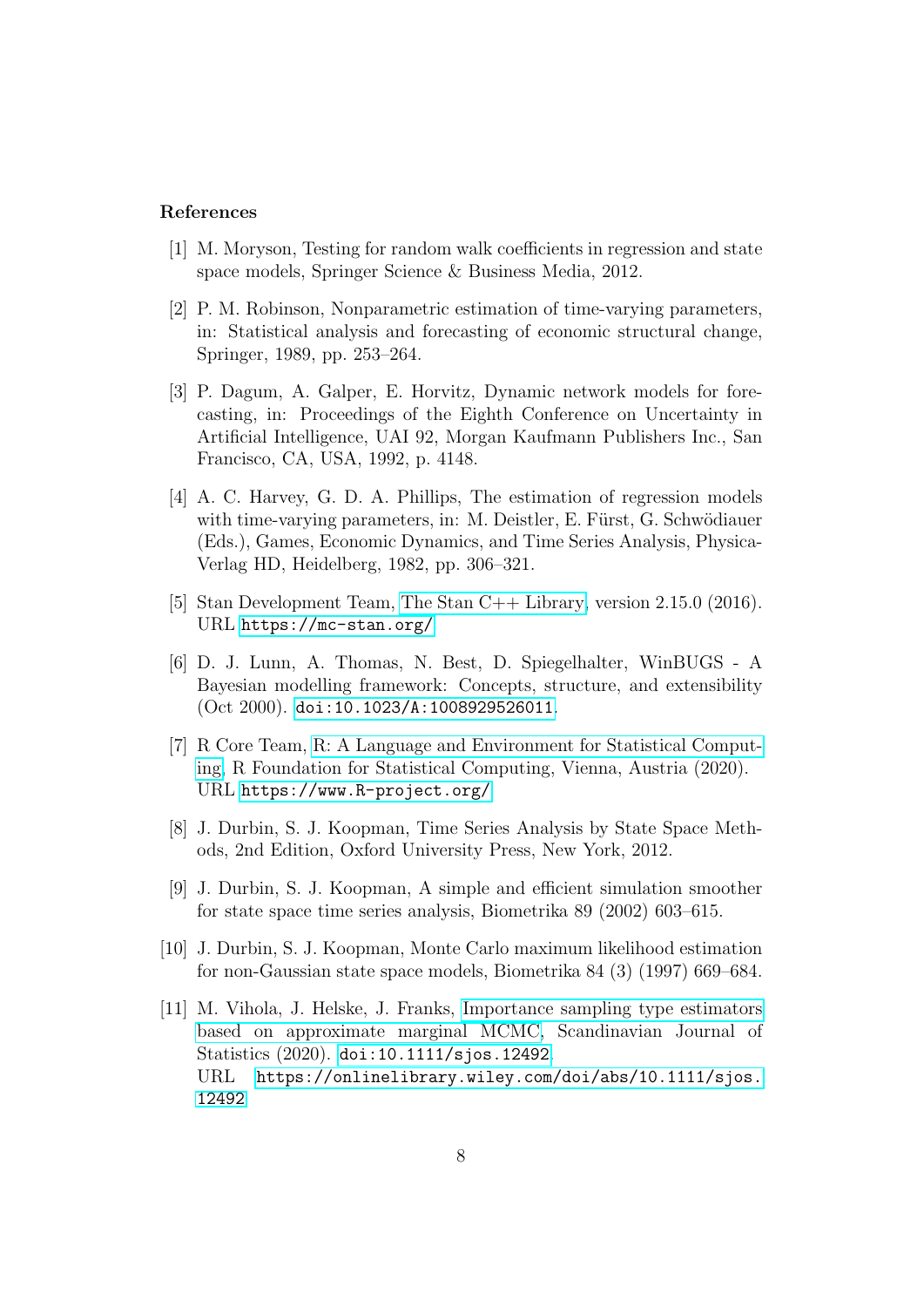## References

[1] M. Moryson, Testing for random walk coefficients in regression and state space models, Springer Science & Business Media, 2012.

[2] P. M. Robinson, Nonparametric estimation of time-varying parameters, in: Statistical analysis and forecasting of economic structural change, Springer, 1989, pp. 253–264.

[3] P. Dagum, A. Galper, E. Horvitz, Dynamic network models for forecasting, in: Proceedings of the Eighth Conference on Uncertainty in Artificial Intelligence, UAI 92, Morgan Kaufmann Publishers Inc., San Francisco, CA, USA, 1992, p. 4148.

[4] A. C. Harvey, G. D. A. Phillips, The estimation of regression models with time-varying parameters, in: M. Deistler, E. Fürst, G. Schwödiauer (Eds.), Games, Economic Dynamics, and Time Series Analysis, Physica-Verlag HD, Heidelberg, 1982, pp. 306–321.

[5] Stan Development Team, The Stan C++ Library, version 2.15.0 (2016). URL https://mc-stan.org/

[6] D. J. Lunn, A. Thomas, N. Best, D. Spiegelhalter, WinBUGS - A Bayesian modelling framework: Concepts, structure, and extensibility (Oct 2000). doi:10.1023/A:1008929526011.

[7] R Core Team, R: A Language and Environment for Statistical Computing, R Foundation for Statistical Computing, Vienna, Austria (2020). URL https://www.R-project.org/

[8] J. Durbin, S. J. Koopman, Time Series Analysis by State Space Methods, 2nd Edition, Oxford University Press, New York, 2012.

[9] J. Durbin, S. J. Koopman, A simple and efficient simulation smoother for state space time series analysis, Biometrika 89 (2002) 603–615.

[10] J. Durbin, S. J. Koopman, Monte Carlo maximum likelihood estimation for non-Gaussian state space models, Biometrika 84 (3) (1997) 669–684.

[11] M. Vihola, J. Helske, J. Franks, Importance sampling type estimators based on approximate marginal MCMC, Scandinavian Journal of Statistics (2020). doi:10.1111/sjos.12492. URL https://onlinelibrary.wiley.com/doi/abs/10.1111/sjos.12492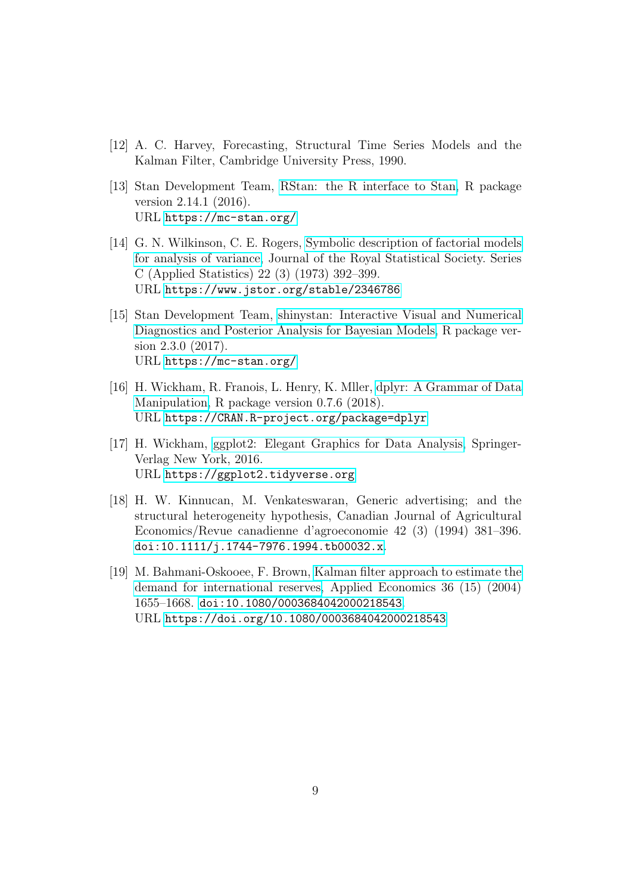[12] A. C. Harvey, Forecasting, Structural Time Series Models and the Kalman Filter, Cambridge University Press, 1990.

[13] Stan Development Team, RStan: the R interface to Stan, R package version 2.14.1 (2016).
URL https://mc-stan.org/

[14] G. N. Wilkinson, C. E. Rogers, Symbolic description of factorial models for analysis of variance, Journal of the Royal Statistical Society. Series C (Applied Statistics) 22 (3) (1973) 392–399.
URL https://www.jstor.org/stable/2346786

[15] Stan Development Team, shinystan: Interactive Visual and Numerical Diagnostics and Posterior Analysis for Bayesian Models, R package version 2.3.0 (2017).
URL https://mc-stan.org/

[16] H. Wickham, R. Franois, L. Henry, K. Mller, dplyr: A Grammar of Data Manipulation, R package version 0.7.6 (2018).
URL https://CRAN.R-project.org/package=dplyr

[17] H. Wickham, ggplot2: Elegant Graphics for Data Analysis, Springer-Verlag New York, 2016.
URL https://ggplot2.tidyverse.org

[18] H. W. Kinnucan, M. Venkateswaran, Generic advertising; and the structural heterogeneity hypothesis, Canadian Journal of Agricultural Economics/Revue canadienne d'agroeconomie 42 (3) (1994) 381–396. doi:10.1111/j.1744-7976.1994.tb00032.x.

[19] M. Bahmani-Oskooee, F. Brown, Kalman filter approach to estimate the demand for international reserves, Applied Economics 36 (15) (2004) 1655–1668. doi:10.1080/0003684042000218543.
URL https://doi.org/10.1080/0003684042000218543